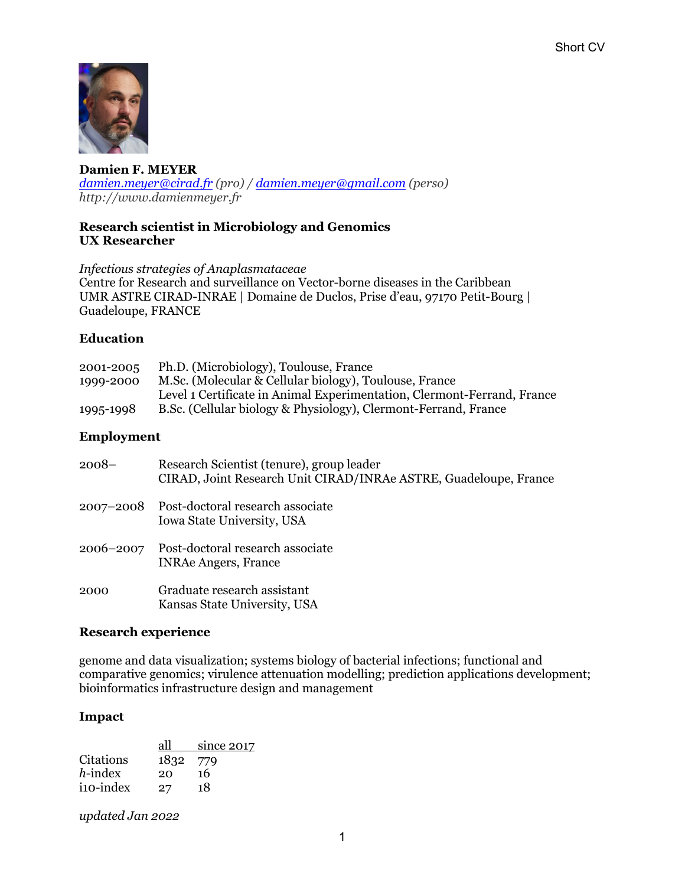**Damien F. MEYER**
*damien.meyer@cirad.fr (pro) / damien.meyer@gmail.com (perso)*
*http://www.damienmeyer.fr*

**Research scientist in Microbiology and Genomics**
**UX Researcher**

*Infectious strategies of Anaplasmataceae*
Centre for Research and surveillance on Vector-borne diseases in the Caribbean
UMR ASTRE CIRAD-INRAE | Domaine de Duclos, Prise d'eau, 97170 Petit-Bourg | Guadeloupe, FRANCE

## Education

| | |
|---|---|
| 2001-2005 | Ph.D. (Microbiology), Toulouse, France |
| 1999-2000 | M.Sc. (Molecular & Cellular biology), Toulouse, France |
| | Level 1 Certificate in Animal Experimentation, Clermont-Ferrand, France |
| 1995-1998 | B.Sc. (Cellular biology & Physiology), Clermont-Ferrand, France |

## Employment

| | |
|---|---|
| 2008– | Research Scientist (tenure), group leader<br>CIRAD, Joint Research Unit CIRAD/INRAe ASTRE, Guadeloupe, France |
| 2007–2008 | Post-doctoral research associate<br>Iowa State University, USA |
| 2006–2007 | Post-doctoral research associate<br>INRAe Angers, France |
| 2000 | Graduate research assistant<br>Kansas State University, USA |

## Research experience

genome and data visualization; systems biology of bacterial infections; functional and comparative genomics; virulence attenuation modelling; prediction applications development; bioinformatics infrastructure design and management

## Impact

| | all | since 2017 |
|---|---|---|
| Citations | 1832 | 779 |
| *h*-index | 20 | 16 |
| i10-index | 27 | 18 |

*updated Jan 2022*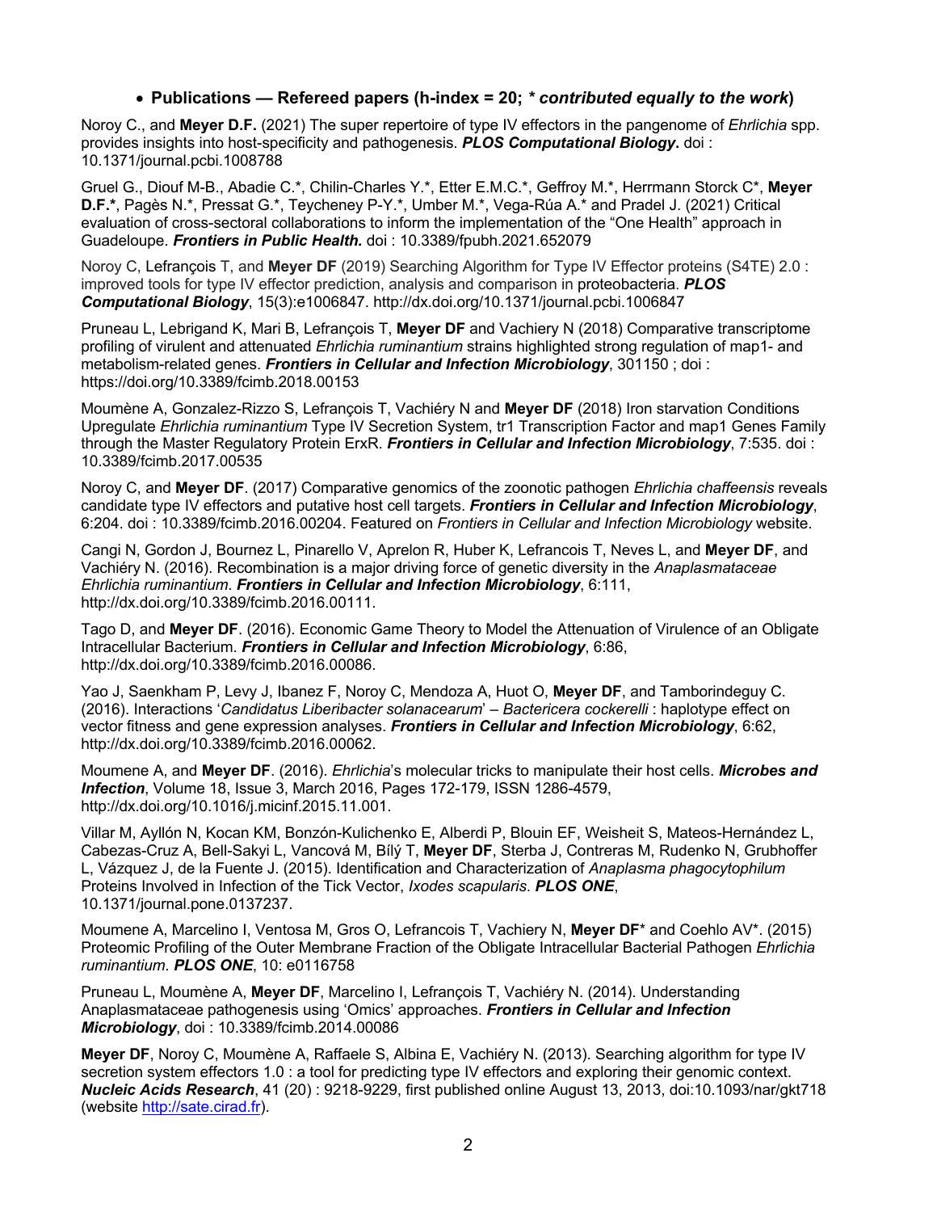- **Publications — Refereed papers (h-index = 20; * *contributed equally to the work*)**

Noroy C., and **Meyer D.F.** (2021) The super repertoire of type IV effectors in the pangenome of *Ehrlichia* spp. provides insights into host-specificity and pathogenesis. ***PLOS Computational Biology*.** doi : 10.1371/journal.pcbi.1008788

Gruel G., Diouf M-B., Abadie C.*, Chilin-Charles Y.*, Etter E.M.C.*, Geffroy M.*, Herrmann Storck C*, **Meyer D.F.***, Pagès N.*, Pressat G.*, Teycheney P-Y.*, Umber M.*, Vega-Rúa A.* and Pradel J. (2021) Critical evaluation of cross-sectoral collaborations to inform the implementation of the "One Health" approach in Guadeloupe. ***Frontiers in Public Health.*** doi : 10.3389/fpubh.2021.652079

Noroy C, Lefrançois T, and **Meyer DF** (2019) Searching Algorithm for Type IV Effector proteins (S4TE) 2.0 : improved tools for type IV effector prediction, analysis and comparison in proteobacteria. ***PLOS Computational Biology***, 15(3):e1006847. http://dx.doi.org/10.1371/journal.pcbi.1006847

Pruneau L, Lebrigand K, Mari B, Lefrançois T, **Meyer DF** and Vachiery N (2018) Comparative transcriptome profiling of virulent and attenuated *Ehrlichia ruminantium* strains highlighted strong regulation of map1- and metabolism-related genes. ***Frontiers in Cellular and Infection Microbiology***, 301150 ; doi : https://doi.org/10.3389/fcimb.2018.00153

Moumène A, Gonzalez-Rizzo S, Lefrançois T, Vachiéry N and **Meyer DF** (2018) Iron starvation Conditions Upregulate *Ehrlichia ruminantium* Type IV Secretion System, tr1 Transcription Factor and map1 Genes Family through the Master Regulatory Protein ErxR. ***Frontiers in Cellular and Infection Microbiology***, 7:535. doi : 10.3389/fcimb.2017.00535

Noroy C, and **Meyer DF**. (2017) Comparative genomics of the zoonotic pathogen *Ehrlichia chaffeensis* reveals candidate type IV effectors and putative host cell targets. ***Frontiers in Cellular and Infection Microbiology***, 6:204. doi : 10.3389/fcimb.2016.00204. Featured on *Frontiers in Cellular and Infection Microbiology* website.

Cangi N, Gordon J, Bournez L, Pinarello V, Aprelon R, Huber K, Lefrancois T, Neves L, and **Meyer DF**, and Vachiéry N. (2016). Recombination is a major driving force of genetic diversity in the *Anaplasmataceae Ehrlichia ruminantium*. ***Frontiers in Cellular and Infection Microbiology***, 6:111, http://dx.doi.org/10.3389/fcimb.2016.00111.

Tago D, and **Meyer DF**. (2016). Economic Game Theory to Model the Attenuation of Virulence of an Obligate Intracellular Bacterium. ***Frontiers in Cellular and Infection Microbiology***, 6:86, http://dx.doi.org/10.3389/fcimb.2016.00086.

Yao J, Saenkham P, Levy J, Ibanez F, Noroy C, Mendoza A, Huot O, **Meyer DF**, and Tamborindeguy C. (2016). Interactions '*Candidatus Liberibacter solanacearum*' – *Bactericera cockerelli* : haplotype effect on vector fitness and gene expression analyses. ***Frontiers in Cellular and Infection Microbiology***, 6:62, http://dx.doi.org/10.3389/fcimb.2016.00062.

Moumene A, and **Meyer DF**. (2016). *Ehrlichia*'s molecular tricks to manipulate their host cells. ***Microbes and Infection***, Volume 18, Issue 3, March 2016, Pages 172-179, ISSN 1286-4579, http://dx.doi.org/10.1016/j.micinf.2015.11.001.

Villar M, Ayllón N, Kocan KM, Bonzón-Kulichenko E, Alberdi P, Blouin EF, Weisheit S, Mateos-Hernández L, Cabezas-Cruz A, Bell-Sakyi L, Vancová M, Bílý T, **Meyer DF**, Sterba J, Contreras M, Rudenko N, Grubhoffer L, Vázquez J, de la Fuente J. (2015). Identification and Characterization of *Anaplasma phagocytophilum* Proteins Involved in Infection of the Tick Vector, *Ixodes scapularis*. ***PLOS ONE***, 10.1371/journal.pone.0137237.

Moumene A, Marcelino I, Ventosa M, Gros O, Lefrancois T, Vachiery N, **Meyer DF*** and Coehlo AV*. (2015) Proteomic Profiling of the Outer Membrane Fraction of the Obligate Intracellular Bacterial Pathogen *Ehrlichia ruminantium*. ***PLOS ONE***, 10: e0116758

Pruneau L, Moumène A, **Meyer DF**, Marcelino I, Lefrançois T, Vachiéry N. (2014). Understanding Anaplasmataceae pathogenesis using 'Omics' approaches. ***Frontiers in Cellular and Infection Microbiology***, doi : 10.3389/fcimb.2014.00086

**Meyer DF**, Noroy C, Moumène A, Raffaele S, Albina E, Vachiéry N. (2013). Searching algorithm for type IV secretion system effectors 1.0 : a tool for predicting type IV effectors and exploring their genomic context. ***Nucleic Acids Research***, 41 (20) : 9218-9229, first published online August 13, 2013, doi:10.1093/nar/gkt718 (website http://sate.cirad.fr).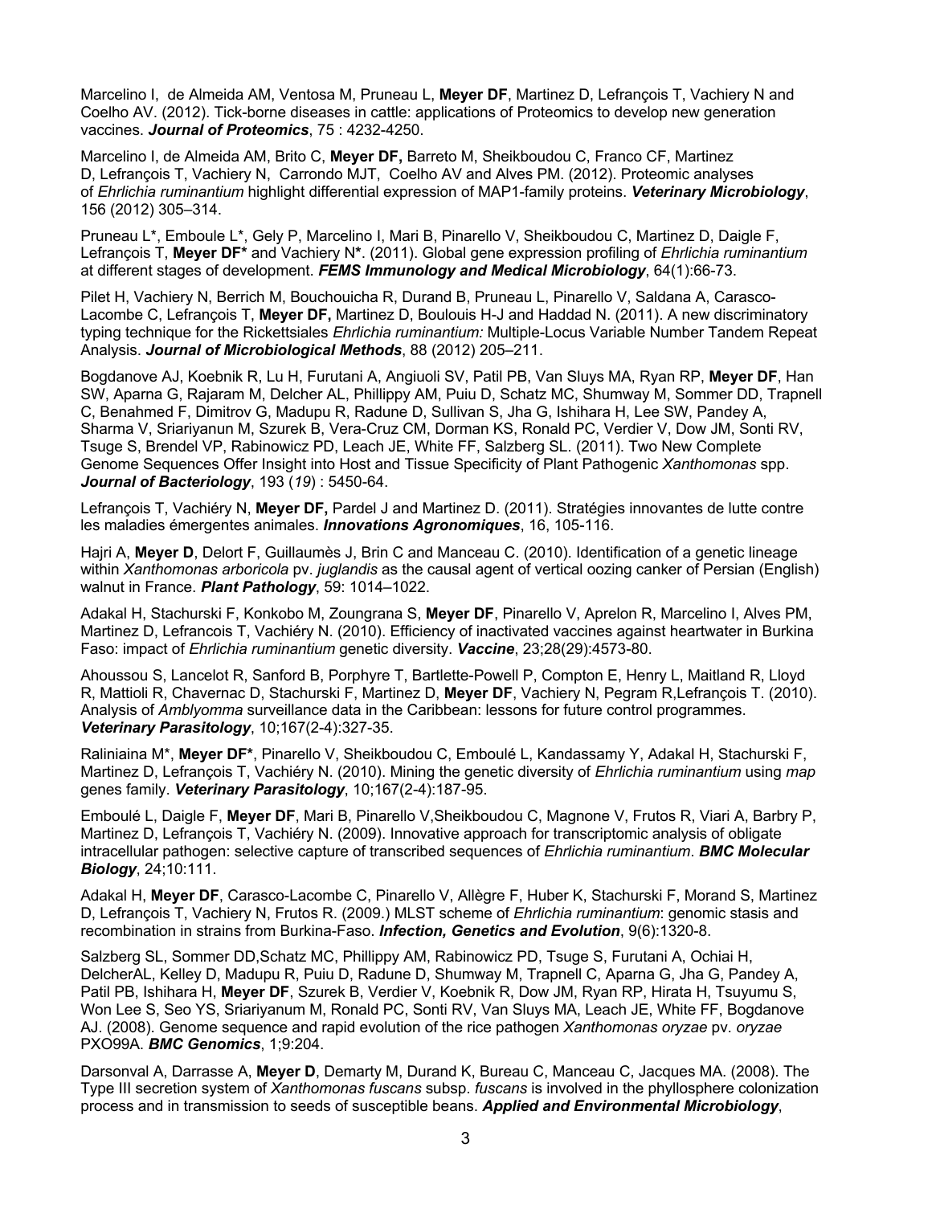Marcelino I,  de Almeida AM, Ventosa M, Pruneau L, **Meyer DF**, Martinez D, Lefrançois T, Vachiery N and Coelho AV. (2012). Tick-borne diseases in cattle: applications of Proteomics to develop new generation vaccines. ***Journal of Proteomics***, 75 : 4232-4250.

Marcelino I, de Almeida AM, Brito C, **Meyer DF,** Barreto M, Sheikboudou C, Franco CF, Martinez D, Lefrançois T, Vachiery N,  Carrondo MJT,  Coelho AV and Alves PM. (2012). Proteomic analyses of *Ehrlichia ruminantium* highlight differential expression of MAP1-family proteins. ***Veterinary Microbiology***, 156 (2012) 305–314.

Pruneau L*, Emboule L*, Gely P, Marcelino I, Mari B, Pinarello V, Sheikboudou C, Martinez D, Daigle F, Lefrançois T, **Meyer DF*** and Vachiery N**\***. (2011). Global gene expression profiling of *Ehrlichia ruminantium* at different stages of development. ***FEMS Immunology and Medical Microbiology***, 64(1):66-73.

Pilet H, Vachiery N, Berrich M, Bouchouicha R, Durand B, Pruneau L, Pinarello V, Saldana A, Carasco-Lacombe C, Lefrançois T, **Meyer DF,** Martinez D, Boulouis H-J and Haddad N. (2011). A new discriminatory typing technique for the Rickettsiales *Ehrlichia ruminantium:* Multiple-Locus Variable Number Tandem Repeat Analysis. ***Journal of Microbiological Methods***, 88 (2012) 205–211.

Bogdanove AJ, Koebnik R, Lu H, Furutani A, Angiuoli SV, Patil PB, Van Sluys MA, Ryan RP, **Meyer DF**, Han SW, Aparna G, Rajaram M, Delcher AL, Phillippy AM, Puiu D, Schatz MC, Shumway M, Sommer DD, Trapnell C, Benahmed F, Dimitrov G, Madupu R, Radune D, Sullivan S, Jha G, Ishihara H, Lee SW, Pandey A, Sharma V, Sriariyanun M, Szurek B, Vera-Cruz CM, Dorman KS, Ronald PC, Verdier V, Dow JM, Sonti RV, Tsuge S, Brendel VP, Rabinowicz PD, Leach JE, White FF, Salzberg SL. (2011). Two New Complete Genome Sequences Offer Insight into Host and Tissue Specificity of Plant Pathogenic *Xanthomonas* spp. ***Journal of Bacteriology***, 193 (*19*) : 5450-64.

Lefrançois T, Vachiéry N, **Meyer DF,** Pardel J and Martinez D. (2011). Stratégies innovantes de lutte contre les maladies émergentes animales. ***Innovations Agronomiques***, 16, 105-116.

Hajri A, **Meyer D**, Delort F, Guillaumès J, Brin C and Manceau C. (2010). Identification of a genetic lineage within *Xanthomonas arboricola* pv. *juglandis* as the causal agent of vertical oozing canker of Persian (English) walnut in France. ***Plant Pathology***, 59: 1014–1022.

Adakal H, Stachurski F, Konkobo M, Zoungrana S, **Meyer DF**, Pinarello V, Aprelon R, Marcelino I, Alves PM, Martinez D, Lefrancois T, Vachiéry N. (2010). Efficiency of inactivated vaccines against heartwater in Burkina Faso: impact of *Ehrlichia ruminantium* genetic diversity. ***Vaccine***, 23;28(29):4573-80.

Ahoussou S, Lancelot R, Sanford B, Porphyre T, Bartlette-Powell P, Compton E, Henry L, Maitland R, Lloyd R, Mattioli R, Chavernac D, Stachurski F, Martinez D, **Meyer DF**, Vachiery N, Pegram R,Lefrançois T. (2010). Analysis of *Amblyomma* surveillance data in the Caribbean: lessons for future control programmes. ***Veterinary Parasitology***, 10;167(2-4):327-35.

Raliniaina M*, **Meyer DF***, Pinarello V, Sheikboudou C, Emboulé L, Kandassamy Y, Adakal H, Stachurski F, Martinez D, Lefrançois T, Vachiéry N. (2010). Mining the genetic diversity of *Ehrlichia ruminantium* using *map* genes family. ***Veterinary Parasitology***, 10;167(2-4):187-95.

Emboulé L, Daigle F, **Meyer DF**, Mari B, Pinarello V,Sheikboudou C, Magnone V, Frutos R, Viari A, Barbry P, Martinez D, Lefrançois T, Vachiéry N. (2009). Innovative approach for transcriptomic analysis of obligate intracellular pathogen: selective capture of transcribed sequences of *Ehrlichia ruminantium*. ***BMC Molecular Biology***, 24;10:111.

Adakal H, **Meyer DF**, Carasco-Lacombe C, Pinarello V, Allègre F, Huber K, Stachurski F, Morand S, Martinez D, Lefrançois T, Vachiery N, Frutos R. (2009.) MLST scheme of *Ehrlichia ruminantium*: genomic stasis and recombination in strains from Burkina-Faso. ***Infection, Genetics and Evolution***, 9(6):1320-8.

Salzberg SL, Sommer DD,Schatz MC, Phillippy AM, Rabinowicz PD, Tsuge S, Furutani A, Ochiai H, DelcherAL, Kelley D, Madupu R, Puiu D, Radune D, Shumway M, Trapnell C, Aparna G, Jha G, Pandey A, Patil PB, Ishihara H, **Meyer DF**, Szurek B, Verdier V, Koebnik R, Dow JM, Ryan RP, Hirata H, Tsuyumu S, Won Lee S, Seo YS, Sriariyanum M, Ronald PC, Sonti RV, Van Sluys MA, Leach JE, White FF, Bogdanove AJ. (2008). Genome sequence and rapid evolution of the rice pathogen *Xanthomonas oryzae* pv. *oryzae* PXO99A. ***BMC Genomics***, 1;9:204.

Darsonval A, Darrasse A, **Meyer D**, Demarty M, Durand K, Bureau C, Manceau C, Jacques MA. (2008). The Type III secretion system of *Xanthomonas fuscans* subsp. *fuscans* is involved in the phyllosphere colonization process and in transmission to seeds of susceptible beans. ***Applied and Environmental Microbiology***,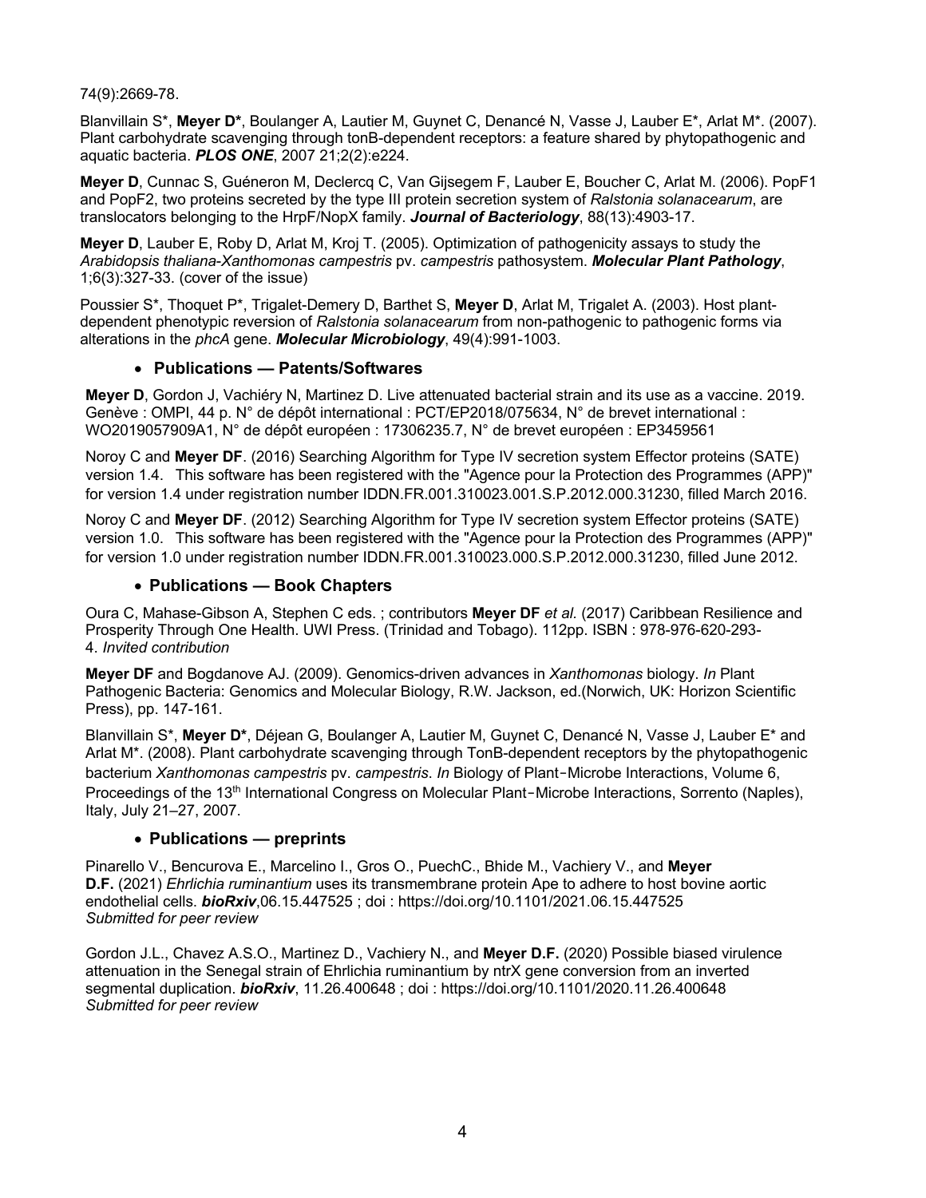74(9):2669-78.

Blanvillain S*, **Meyer D***, Boulanger A, Lautier M, Guynet C, Denancé N, Vasse J, Lauber E*, Arlat M*. (2007). Plant carbohydrate scavenging through tonB-dependent receptors: a feature shared by phytopathogenic and aquatic bacteria. ***PLOS ONE***, 2007 21;2(2):e224.

**Meyer D**, Cunnac S, Guéneron M, Declercq C, Van Gijsegem F, Lauber E, Boucher C, Arlat M. (2006). PopF1 and PopF2, two proteins secreted by the type III protein secretion system of *Ralstonia solanacearum*, are translocators belonging to the HrpF/NopX family. ***Journal of Bacteriology***, 88(13):4903-17.

**Meyer D**, Lauber E, Roby D, Arlat M, Kroj T. (2005). Optimization of pathogenicity assays to study the *Arabidopsis thaliana-Xanthomonas campestris* pv. *campestris* pathosystem. ***Molecular Plant Pathology***, 1;6(3):327-33. (cover of the issue)

Poussier S*, Thoquet P*, Trigalet-Demery D, Barthet S, **Meyer D**, Arlat M, Trigalet A. (2003). Host plant-dependent phenotypic reversion of *Ralstonia solanacearum* from non-pathogenic to pathogenic forms via alterations in the *phcA* gene. ***Molecular Microbiology***, 49(4):991-1003.

- **Publications — Patents/Softwares**

**Meyer D**, Gordon J, Vachiéry N, Martinez D. Live attenuated bacterial strain and its use as a vaccine. 2019. Genève : OMPI, 44 p. N° de dépôt international : PCT/EP2018/075634, N° de brevet international : WO2019057909A1, N° de dépôt européen : 17306235.7, N° de brevet européen : EP3459561

Noroy C and **Meyer DF**. (2016) Searching Algorithm for Type IV secretion system Effector proteins (SATE) version 1.4. This software has been registered with the "Agence pour la Protection des Programmes (APP)" for version 1.4 under registration number IDDN.FR.001.310023.001.S.P.2012.000.31230, filled March 2016.

Noroy C and **Meyer DF**. (2012) Searching Algorithm for Type IV secretion system Effector proteins (SATE) version 1.0. This software has been registered with the "Agence pour la Protection des Programmes (APP)" for version 1.0 under registration number IDDN.FR.001.310023.000.S.P.2012.000.31230, filled June 2012.

- **Publications — Book Chapters**

Oura C, Mahase-Gibson A, Stephen C eds. ; contributors **Meyer DF** *et al.* (2017) Caribbean Resilience and Prosperity Through One Health. UWI Press. (Trinidad and Tobago). 112pp. ISBN : 978-976-620-293-4. *Invited contribution*

**Meyer DF** and Bogdanove AJ. (2009). Genomics-driven advances in *Xanthomonas* biology. *In* Plant Pathogenic Bacteria: Genomics and Molecular Biology, R.W. Jackson, ed.(Norwich, UK: Horizon Scientific Press), pp. 147-161.

Blanvillain S*, **Meyer D***, Déjean G, Boulanger A, Lautier M, Guynet C, Denancé N, Vasse J, Lauber E* and Arlat M*. (2008). Plant carbohydrate scavenging through TonB-dependent receptors by the phytopathogenic bacterium *Xanthomonas campestris* pv. *campestris*. *In* Biology of Plant-Microbe Interactions, Volume 6, Proceedings of the 13th International Congress on Molecular Plant-Microbe Interactions, Sorrento (Naples), Italy, July 21–27, 2007.

- **Publications — preprints**

Pinarello V., Bencurova E., Marcelino I., Gros O., PuechC., Bhide M., Vachiery V., and **Meyer D.F.** (2021) *Ehrlichia ruminantium* uses its transmembrane protein Ape to adhere to host bovine aortic endothelial cells. ***bioRxiv***,06.15.447525 ; doi : https://doi.org/10.1101/2021.06.15.447525
*Submitted for peer review*

Gordon J.L., Chavez A.S.O., Martinez D., Vachiery N., and **Meyer D.F.** (2020) Possible biased virulence attenuation in the Senegal strain of Ehrlichia ruminantium by ntrX gene conversion from an inverted segmental duplication. ***bioRxiv***, 11.26.400648 ; doi : https://doi.org/10.1101/2020.11.26.400648
*Submitted for peer review*